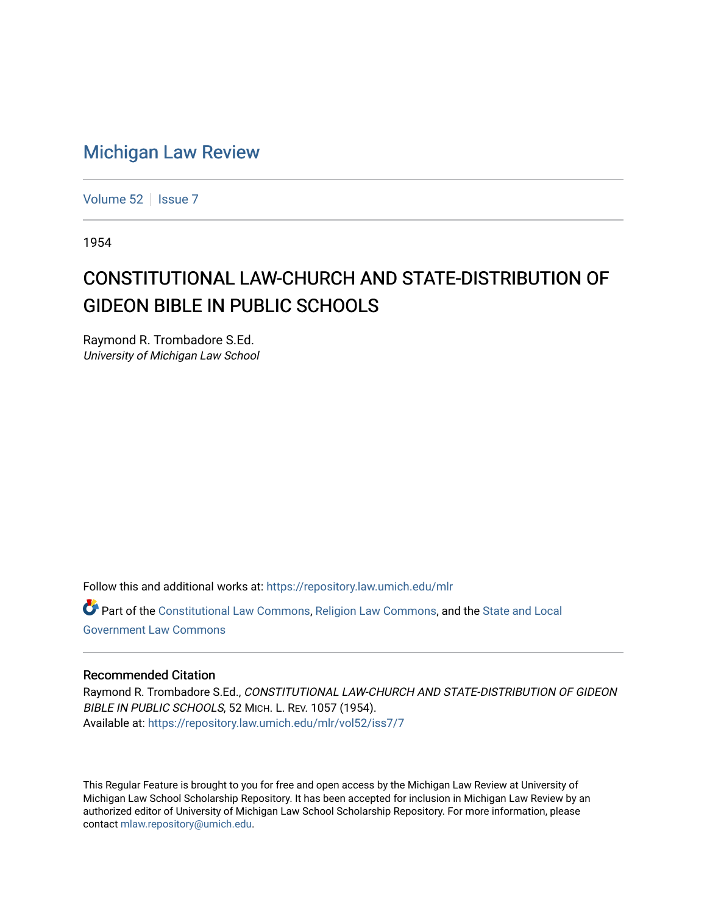# Michigan Law Review

Volume 52 | Issue 7

1954

## CONSTITUTIONAL LAW-CHURCH AND STATE-DISTRIBUTION OF GIDEON BIBLE IN PUBLIC SCHOOLS

Raymond R. Trombadore S.Ed.
*University of Michigan Law School*

Follow this and additional works at: https://repository.law.umich.edu/mlr

Part of the Constitutional Law Commons, Religion Law Commons, and the State and Local Government Law Commons

### Recommended Citation

Raymond R. Trombadore S.Ed., *CONSTITUTIONAL LAW-CHURCH AND STATE-DISTRIBUTION OF GIDEON BIBLE IN PUBLIC SCHOOLS*, 52 MICH. L. REV. 1057 (1954).
Available at: https://repository.law.umich.edu/mlr/vol52/iss7/7

This Regular Feature is brought to you for free and open access by the Michigan Law Review at University of Michigan Law School Scholarship Repository. It has been accepted for inclusion in Michigan Law Review by an authorized editor of University of Michigan Law School Scholarship Repository. For more information, please contact mlaw.repository@umich.edu.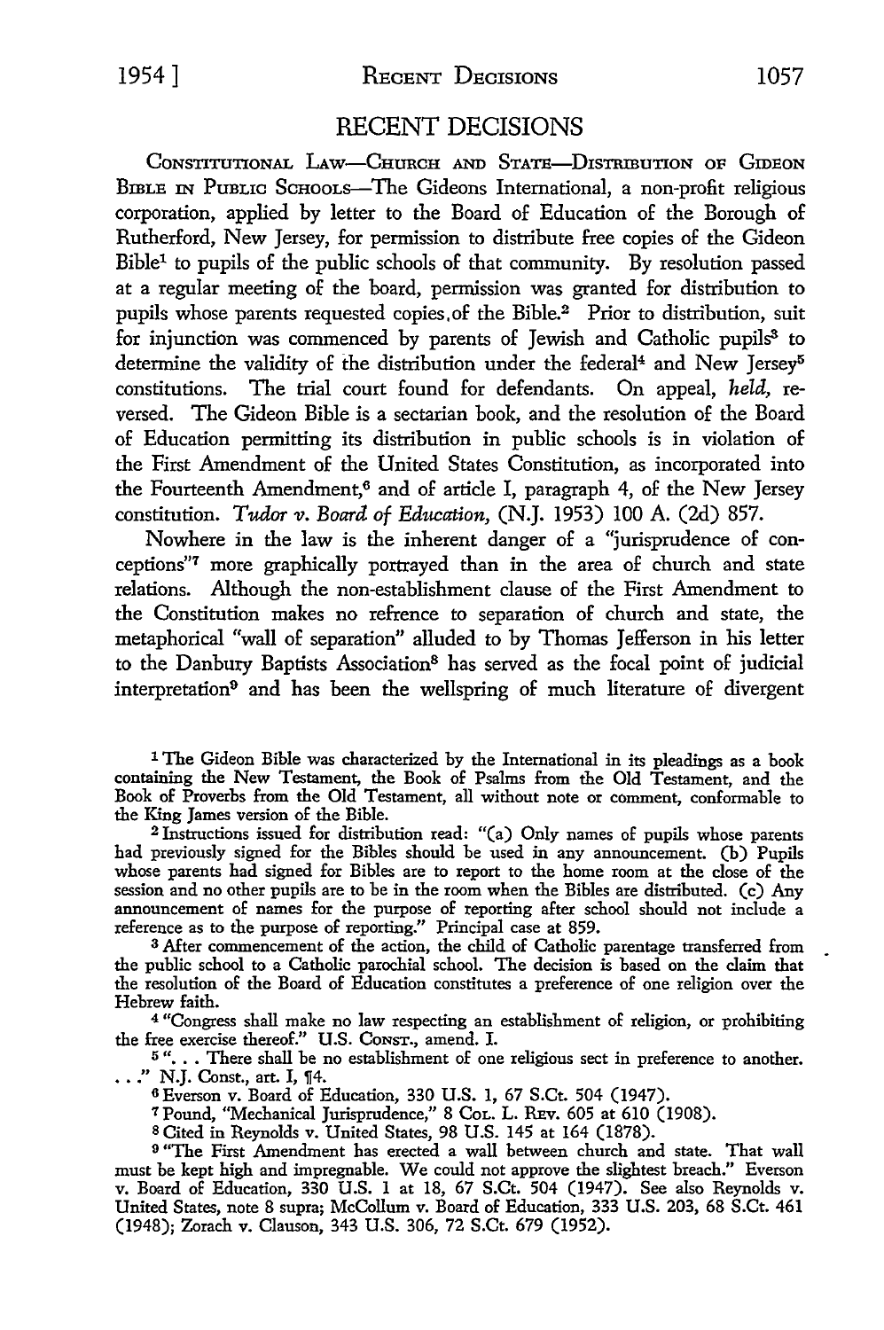# RECENT DECISIONS

CONSTITUTIONAL LAW—CHURCH AND STATE—DISTRIBUTION OF GIDEON BIBLE IN PUBLIC SCHOOLS—The Gideons International, a non-profit religious corporation, applied by letter to the Board of Education of the Borough of Rutherford, New Jersey, for permission to distribute free copies of the Gideon Bible[1] to pupils of the public schools of that community. By resolution passed at a regular meeting of the board, permission was granted for distribution to pupils whose parents requested copies of the Bible.[2] Prior to distribution, suit for injunction was commenced by parents of Jewish and Catholic pupils[3] to determine the validity of the distribution under the federal[4] and New Jersey[5] constitutions. The trial court found for defendants. On appeal, *held,* reversed. The Gideon Bible is a sectarian book, and the resolution of the Board of Education permitting its distribution in public schools is in violation of the First Amendment of the United States Constitution, as incorporated into the Fourteenth Amendment,[6] and of article I, paragraph 4, of the New Jersey constitution. *Tudor v. Board of Education,* (N.J. 1953) 100 A. (2d) 857.

Nowhere in the law is the inherent danger of a "jurisprudence of conceptions"[7] more graphically portrayed than in the area of church and state relations. Although the non-establishment clause of the First Amendment to the Constitution makes no refrence to separation of church and state, the metaphorical "wall of separation" alluded to by Thomas Jefferson in his letter to the Danbury Baptists Association[8] has served as the focal point of judicial interpretation[9] and has been the wellspring of much literature of divergent

---

[1] The Gideon Bible was characterized by the International in its pleadings as a book containing the New Testament, the Book of Psalms from the Old Testament, and the Book of Proverbs from the Old Testament, all without note or comment, conformable to the King James version of the Bible.

[2] Instructions issued for distribution read: "(a) Only names of pupils whose parents had previously signed for the Bibles should be used in any announcement. (b) Pupils whose parents had signed for Bibles are to report to the home room at the close of the session and no other pupils are to be in the room when the Bibles are distributed. (c) Any announcement of names for the purpose of reporting after school should not include a reference as to the purpose of reporting." Principal case at 859.

[3] After commencement of the action, the child of Catholic parentage transferred from the public school to a Catholic parochial school. The decision is based on the claim that the resolution of the Board of Education constitutes a preference of one religion over the Hebrew faith.

[4] "Congress shall make no law respecting an establishment of religion, or prohibiting the free exercise thereof." U.S. CONST., amend. I.

[5] ". . . There shall be no establishment of one religious sect in preference to another. . . ." N.J. Const., art. I, ¶4.

[6] Everson v. Board of Education, 330 U.S. 1, 67 S.Ct. 504 (1947).

[7] Pound, "Mechanical Jurisprudence," 8 COL. L. REV. 605 at 610 (1908).

[8] Cited in Reynolds v. United States, 98 U.S. 145 at 164 (1878).

[9] "The First Amendment has erected a wall between church and state. That wall must be kept high and impregnable. We could not approve the slightest breach." Everson v. Board of Education, 330 U.S. 1 at 18, 67 S.Ct. 504 (1947). See also Reynolds v. United States, note 8 supra; McCollum v. Board of Education, 333 U.S. 203, 68 S.Ct. 461 (1948); Zorach v. Clauson, 343 U.S. 306, 72 S.Ct. 679 (1952).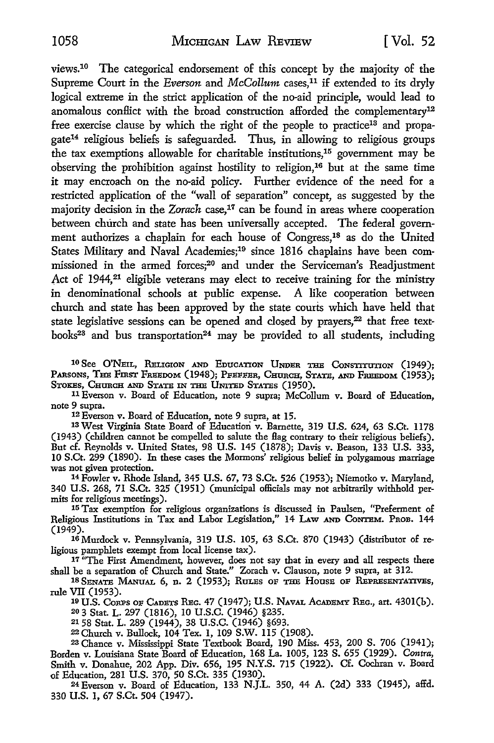views.[10] The categorical endorsement of this concept by the majority of the Supreme Court in the *Everson* and *McCollum* cases,[11] if extended to its dryly logical extreme in the strict application of the no-aid principle, would lead to anomalous conflict with the broad construction afforded the complementary[12] free exercise clause by which the right of the people to practice[13] and propagate[14] religious beliefs is safeguarded. Thus, in allowing to religious groups the tax exemptions allowable for charitable institutions,[15] government may be observing the prohibition against hostility to religion,[16] but at the same time it may encroach on the no-aid policy. Further evidence of the need for a restricted application of the "wall of separation" concept, as suggested by the majority decision in the *Zorach* case,[17] can be found in areas where cooperation between church and state has been universally accepted. The federal government authorizes a chaplain for each house of Congress,[18] as do the United States Military and Naval Academies;[19] since 1816 chaplains have been commissioned in the armed forces;[20] and under the Serviceman's Readjustment Act of 1944,[21] eligible veterans may elect to receive training for the ministry in denominational schools at public expense. A like cooperation between church and state has been approved by the state courts which have held that state legislative sessions can be opened and closed by prayers,[22] that free textbooks[23] and bus transportation[24] may be provided to all students, including

---

[10] See O'NEIL, RELIGION AND EDUCATION UNDER THE CONSTITUTION (1949); PARSONS, THE FIRST FREEDOM (1948); PFEFFER, CHURCH, STATE, AND FREEDOM (1953); STOKES, CHURCH AND STATE IN THE UNITED STATES (1950).

[11] Everson v. Board of Education, note 9 supra; McCollum v. Board of Education, note 9 supra.

[12] Everson v. Board of Education, note 9 supra, at 15.

[13] West Virginia State Board of Education v. Barnette, 319 U.S. 624, 63 S.Ct. 1178 (1943) (children cannot be compelled to salute the flag contrary to their religious beliefs). But cf. Reynolds v. United States, 98 U.S. 145 (1878); Davis v. Beason, 133 U.S. 333, 10 S.Ct. 299 (1890). In these cases the Mormons' religious belief in polygamous marriage was not given protection.

[14] Fowler v. Rhode Island, 345 U.S. 67, 73 S.Ct. 526 (1953); Niemotko v. Maryland, 340 U.S. 268, 71 S.Ct. 325 (1951) (municipal officials may not arbitrarily withhold permits for religious meetings).

[15] Tax exemption for religious organizations is discussed in Paulsen, "Preferment of Religious Institutions in Tax and Labor Legislation," 14 LAW AND CONTEM. PROB. 144 (1949).

[16] Murdock v. Pennsylvania, 319 U.S. 105, 63 S.Ct. 870 (1943) (distributor of religious pamphlets exempt from local license tax).

[17] "The First Amendment, however, does not say that in every and all respects there shall be a separation of Church and State." Zorach v. Clauson, note 9 supra, at 312.

[18] SENATE MANUAL 6, n. 2 (1953); RULES OF THE HOUSE OF REPRESENTATIVES, rule VII (1953).

[19] U.S. CORPS OF CADETS REG. 47 (1947); U.S. NAVAL ACADEMY REG., art. 4301(b).

[20] 3 Stat. L. 297 (1816), 10 U.S.C. (1946) §235.

[21] 58 Stat. L. 289 (1944), 38 U.S.C. (1946) §693.

[22] Church v. Bullock, 104 Tex. 1, 109 S.W. 115 (1908).

[23] Chance v. Mississippi State Textbook Board, 190 Miss. 453, 200 S. 706 (1941); Borden v. Louisiana State Board of Education, 168 La. 1005, 123 S. 655 (1929). *Contra*, Smith v. Donahue, 202 App. Div. 656, 195 N.Y.S. 715 (1922). Cf. Cochran v. Board of Education, 281 U.S. 370, 50 S.Ct. 335 (1930).

[24] Everson v. Board of Education, 133 N.J.L. 350, 44 A. (2d) 333 (1945), affd. 330 U.S. 1, 67 S.Ct. 504 (1947).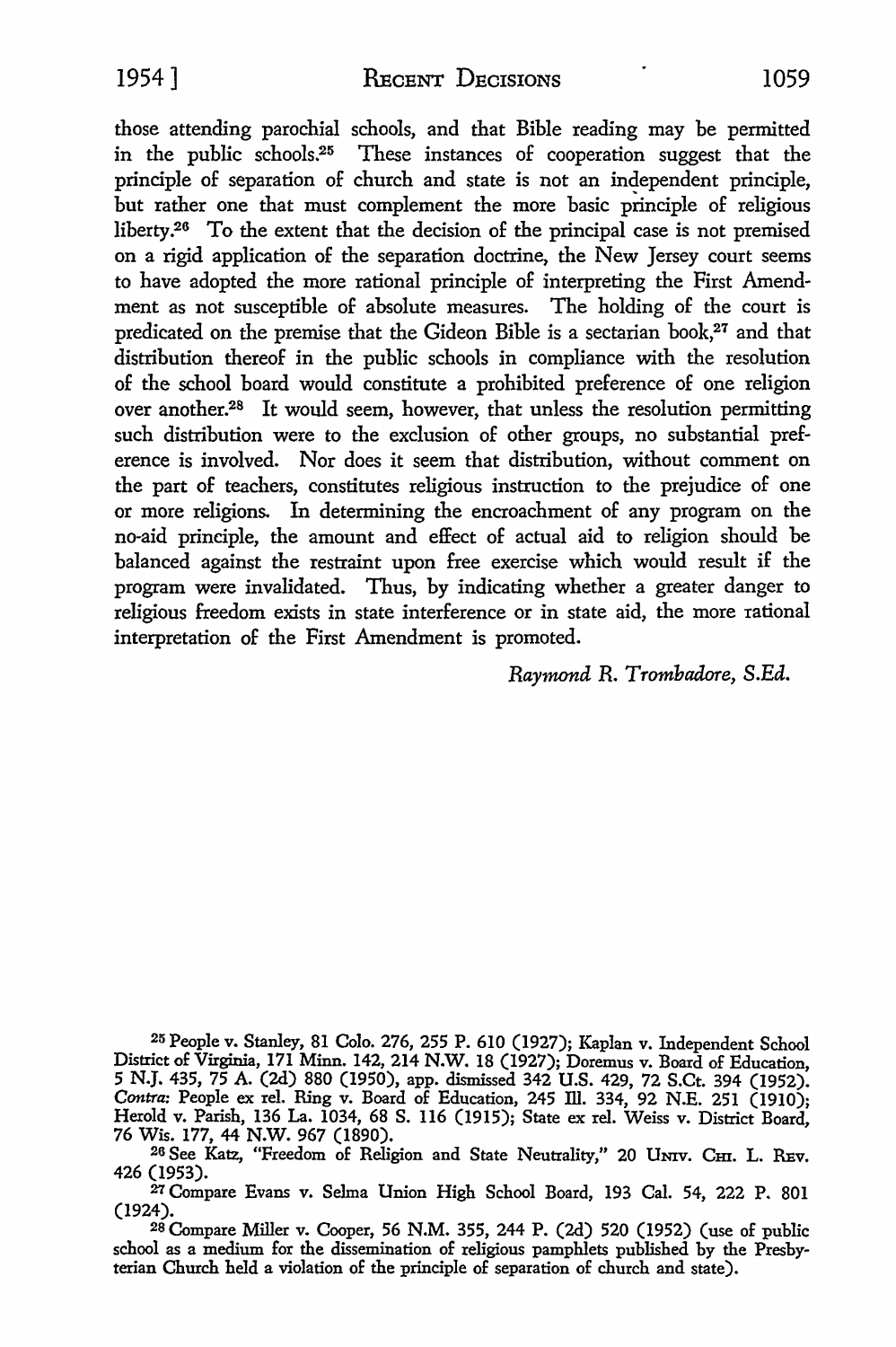those attending parochial schools, and that Bible reading may be permitted in the public schools.[25] These instances of cooperation suggest that the principle of separation of church and state is not an independent principle, but rather one that must complement the more basic principle of religious liberty.[26] To the extent that the decision of the principal case is not premised on a rigid application of the separation doctrine, the New Jersey court seems to have adopted the more rational principle of interpreting the First Amendment as not susceptible of absolute measures. The holding of the court is predicated on the premise that the Gideon Bible is a sectarian book,[27] and that distribution thereof in the public schools in compliance with the resolution of the school board would constitute a prohibited preference of one religion over another.[28] It would seem, however, that unless the resolution permitting such distribution were to the exclusion of other groups, no substantial preference is involved. Nor does it seem that distribution, without comment on the part of teachers, constitutes religious instruction to the prejudice of one or more religions. In determining the encroachment of any program on the no-aid principle, the amount and effect of actual aid to religion should be balanced against the restraint upon free exercise which would result if the program were invalidated. Thus, by indicating whether a greater danger to religious freedom exists in state interference or in state aid, the more rational interpretation of the First Amendment is promoted.

*Raymond R. Trombadore, S.Ed.*

---

[25] People v. Stanley, 81 Colo. 276, 255 P. 610 (1927); Kaplan v. Independent School District of Virginia, 171 Minn. 142, 214 N.W. 18 (1927); Doremus v. Board of Education, 5 N.J. 435, 75 A. (2d) 880 (1950), app. dismissed 342 U.S. 429, 72 S.Ct. 394 (1952). *Contra:* People ex rel. Ring v. Board of Education, 245 Ill. 334, 92 N.E. 251 (1910); Herold v. Parish, 136 La. 1034, 68 S. 116 (1915); State ex rel. Weiss v. District Board, 76 Wis. 177, 44 N.W. 967 (1890).

[26] See Katz, "Freedom of Religion and State Neutrality," 20 Univ. Chi. L. Rev. 426 (1953).

[27] Compare Evans v. Selma Union High School Board, 193 Cal. 54, 222 P. 801 (1924).

[28] Compare Miller v. Cooper, 56 N.M. 355, 244 P. (2d) 520 (1952) (use of public school as a medium for the dissemination of religious pamphlets published by the Presbyterian Church held a violation of the principle of separation of church and state).